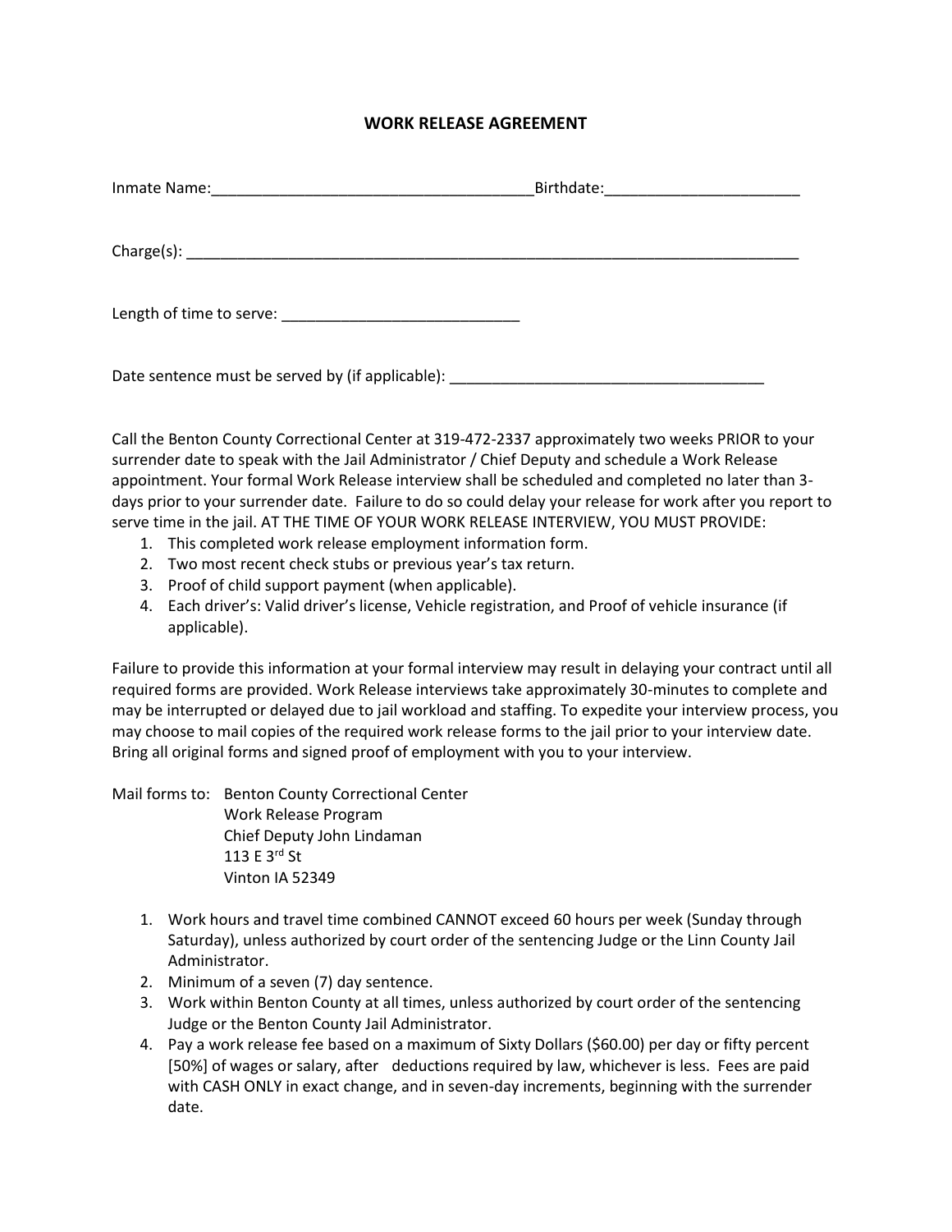# WORK RELEASE AGREEMENT

Inmate Name:_____________________________________Birthdate:______________________

Charge(s): ________________________________________________________________________

Length of time to serve: ___________________________

Date sentence must be served by (if applicable): ____________________________________

Call the Benton County Correctional Center at 319-472-2337 approximately two weeks PRIOR to your surrender date to speak with the Jail Administrator / Chief Deputy and schedule a Work Release appointment. Your formal Work Release interview shall be scheduled and completed no later than 3-days prior to your surrender date. Failure to do so could delay your release for work after you report to serve time in the jail. AT THE TIME OF YOUR WORK RELEASE INTERVIEW, YOU MUST PROVIDE:

1. This completed work release employment information form.
2. Two most recent check stubs or previous year's tax return.
3. Proof of child support payment (when applicable).
4. Each driver's: Valid driver's license, Vehicle registration, and Proof of vehicle insurance (if applicable).

Failure to provide this information at your formal interview may result in delaying your contract until all required forms are provided. Work Release interviews take approximately 30-minutes to complete and may be interrupted or delayed due to jail workload and staffing. To expedite your interview process, you may choose to mail copies of the required work release forms to the jail prior to your interview date. Bring all original forms and signed proof of employment with you to your interview.

Mail forms to: Benton County Correctional Center
Work Release Program
Chief Deputy John Lindaman
113 E 3rd St
Vinton IA 52349

1. Work hours and travel time combined CANNOT exceed 60 hours per week (Sunday through Saturday), unless authorized by court order of the sentencing Judge or the Linn County Jail Administrator.
2. Minimum of a seven (7) day sentence.
3. Work within Benton County at all times, unless authorized by court order of the sentencing Judge or the Benton County Jail Administrator.
4. Pay a work release fee based on a maximum of Sixty Dollars ($60.00) per day or fifty percent [50%] of wages or salary, after deductions required by law, whichever is less. Fees are paid with CASH ONLY in exact change, and in seven-day increments, beginning with the surrender date.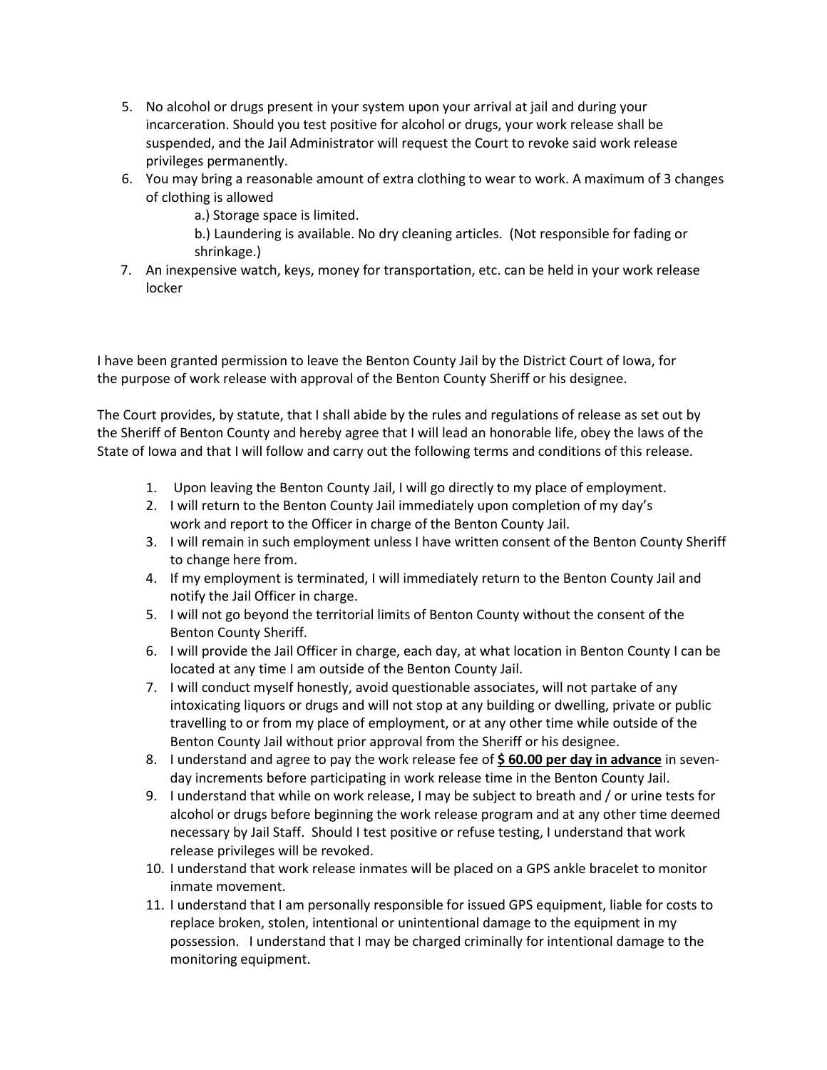5. No alcohol or drugs present in your system upon your arrival at jail and during your incarceration. Should you test positive for alcohol or drugs, your work release shall be suspended, and the Jail Administrator will request the Court to revoke said work release privileges permanently.
6. You may bring a reasonable amount of extra clothing to wear to work. A maximum of 3 changes of clothing is allowed
   a.) Storage space is limited.
   b.) Laundering is available. No dry cleaning articles. (Not responsible for fading or shrinkage.)
7. An inexpensive watch, keys, money for transportation, etc. can be held in your work release locker

I have been granted permission to leave the Benton County Jail by the District Court of Iowa, for the purpose of work release with approval of the Benton County Sheriff or his designee.

The Court provides, by statute, that I shall abide by the rules and regulations of release as set out by the Sheriff of Benton County and hereby agree that I will lead an honorable life, obey the laws of the State of Iowa and that I will follow and carry out the following terms and conditions of this release.

1. Upon leaving the Benton County Jail, I will go directly to my place of employment.
2. I will return to the Benton County Jail immediately upon completion of my day's work and report to the Officer in charge of the Benton County Jail.
3. I will remain in such employment unless I have written consent of the Benton County Sheriff to change here from.
4. If my employment is terminated, I will immediately return to the Benton County Jail and notify the Jail Officer in charge.
5. I will not go beyond the territorial limits of Benton County without the consent of the Benton County Sheriff.
6. I will provide the Jail Officer in charge, each day, at what location in Benton County I can be located at any time I am outside of the Benton County Jail.
7. I will conduct myself honestly, avoid questionable associates, will not partake of any intoxicating liquors or drugs and will not stop at any building or dwelling, private or public travelling to or from my place of employment, or at any other time while outside of the Benton County Jail without prior approval from the Sheriff or his designee.
8. I understand and agree to pay the work release fee of **<u>$ 60.00 per day in advance</u>** in seven-day increments before participating in work release time in the Benton County Jail.
9. I understand that while on work release, I may be subject to breath and / or urine tests for alcohol or drugs before beginning the work release program and at any other time deemed necessary by Jail Staff. Should I test positive or refuse testing, I understand that work release privileges will be revoked.
10. I understand that work release inmates will be placed on a GPS ankle bracelet to monitor inmate movement.
11. I understand that I am personally responsible for issued GPS equipment, liable for costs to replace broken, stolen, intentional or unintentional damage to the equipment in my possession. I understand that I may be charged criminally for intentional damage to the monitoring equipment.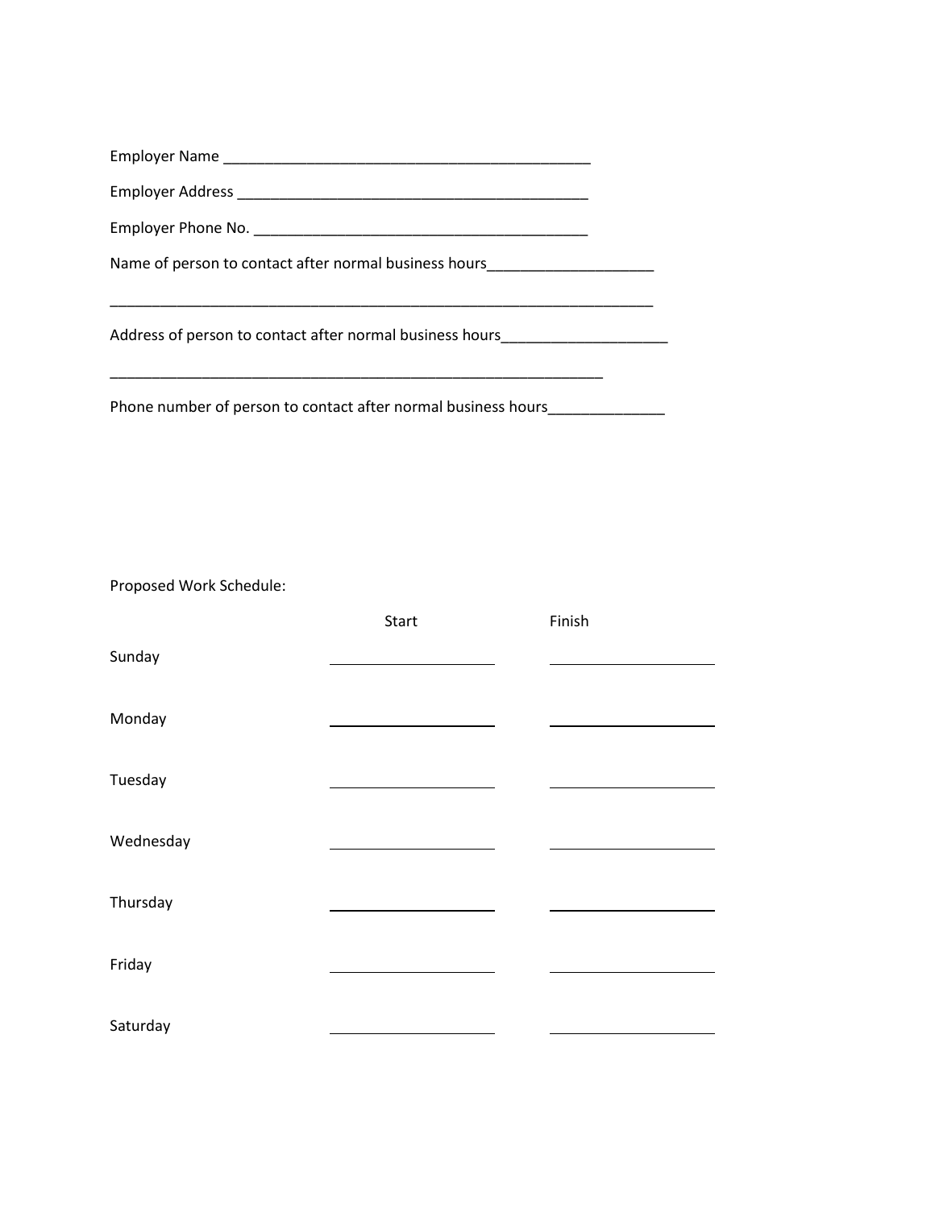Employer Name ____________________________________________

Employer Address __________________________________________

Employer Phone No. ________________________________________

Name of person to contact after normal business hours____________________

__________________________________________________________________

Address of person to contact after normal business hours____________________

____________________________________________________________

Phone number of person to contact after normal business hours______________

Proposed Work Schedule:

| | Start | Finish |
|---|---|---|
| Sunday | ____________ | ____________ |
| Monday | ____________ | ____________ |
| Tuesday | ____________ | ____________ |
| Wednesday | ____________ | ____________ |
| Thursday | ____________ | ____________ |
| Friday | ____________ | ____________ |
| Saturday | ____________ | ____________ |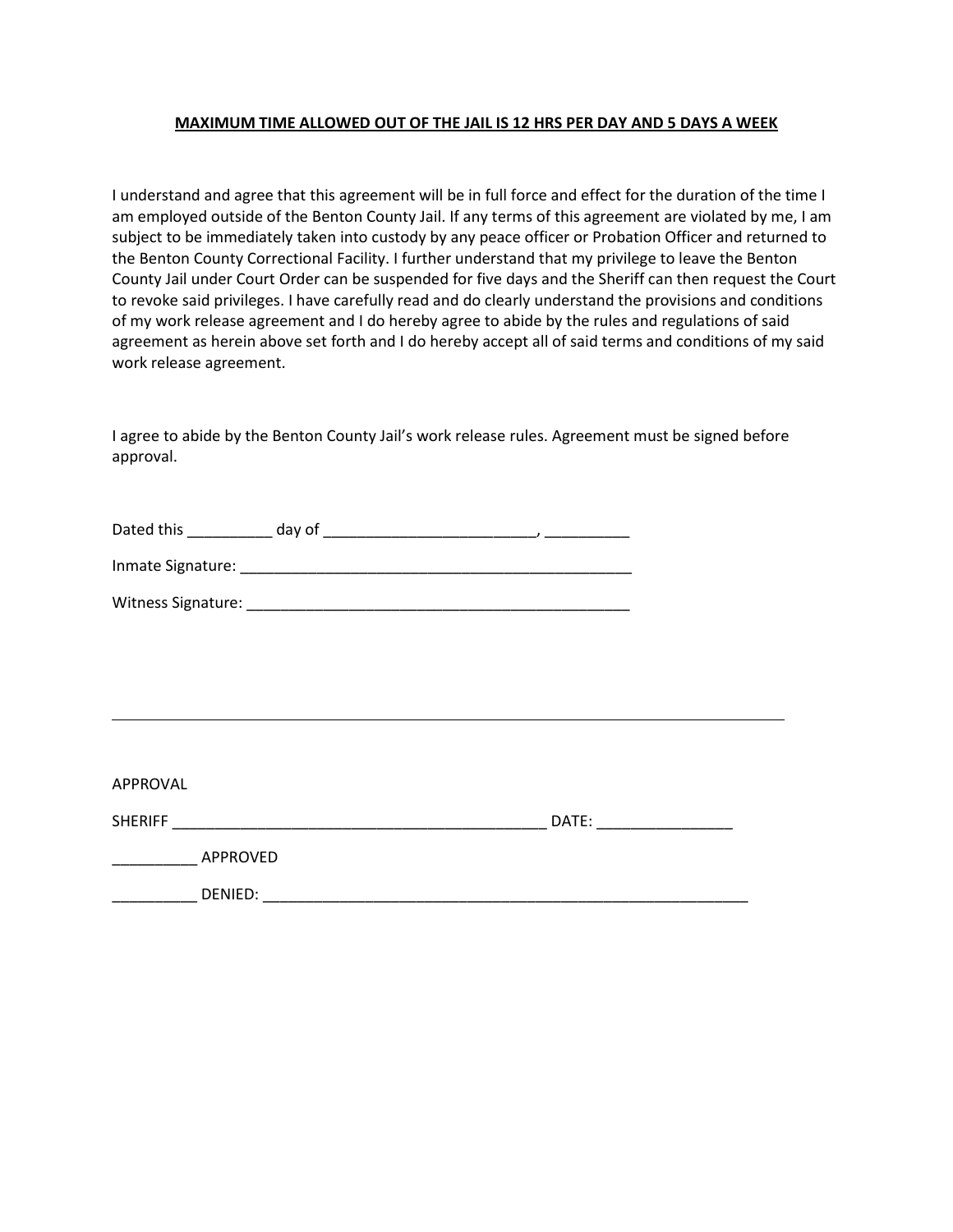**MAXIMUM TIME ALLOWED OUT OF THE JAIL IS 12 HRS PER DAY AND 5 DAYS A WEEK**

I understand and agree that this agreement will be in full force and effect for the duration of the time I am employed outside of the Benton County Jail. If any terms of this agreement are violated by me, I am subject to be immediately taken into custody by any peace officer or Probation Officer and returned to the Benton County Correctional Facility. I further understand that my privilege to leave the Benton County Jail under Court Order can be suspended for five days and the Sheriff can then request the Court to revoke said privileges. I have carefully read and do clearly understand the provisions and conditions of my work release agreement and I do hereby agree to abide by the rules and regulations of said agreement as herein above set forth and I do hereby accept all of said terms and conditions of my said work release agreement.

I agree to abide by the Benton County Jail's work release rules. Agreement must be signed before approval.

Dated this __________ day of ________________________, __________

Inmate Signature: ______________________________________________

Witness Signature: _____________________________________________

---

APPROVAL

SHERIFF ____________________________________________ DATE: ________________

__________ APPROVED

__________ DENIED: __________________________________________________________